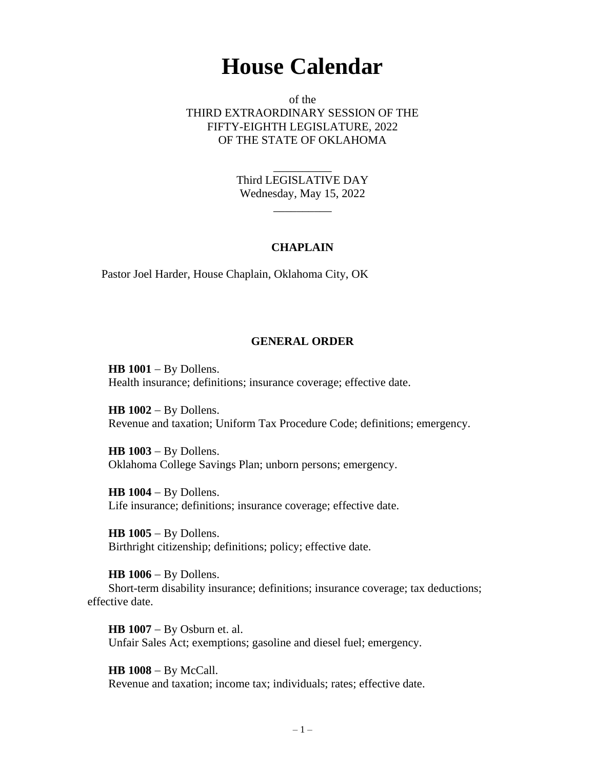# House Calendar

of the
THIRD EXTRAORDINARY SESSION OF THE
FIFTY-EIGHTH LEGISLATURE, 2022
OF THE STATE OF OKLAHOMA

---

Third LEGISLATIVE DAY
Wednesday, May 15, 2022

---

### CHAPLAIN

Pastor Joel Harder, House Chaplain, Oklahoma City, OK

### GENERAL ORDER

**HB 1001** – By Dollens.
Health insurance; definitions; insurance coverage; effective date.

**HB 1002** – By Dollens.
Revenue and taxation; Uniform Tax Procedure Code; definitions; emergency.

**HB 1003** – By Dollens.
Oklahoma College Savings Plan; unborn persons; emergency.

**HB 1004** – By Dollens.
Life insurance; definitions; insurance coverage; effective date.

**HB 1005** – By Dollens.
Birthright citizenship; definitions; policy; effective date.

**HB 1006** – By Dollens.
Short-term disability insurance; definitions; insurance coverage; tax deductions; effective date.

**HB 1007** – By Osburn et. al.
Unfair Sales Act; exemptions; gasoline and diesel fuel; emergency.

**HB 1008** – By McCall.
Revenue and taxation; income tax; individuals; rates; effective date.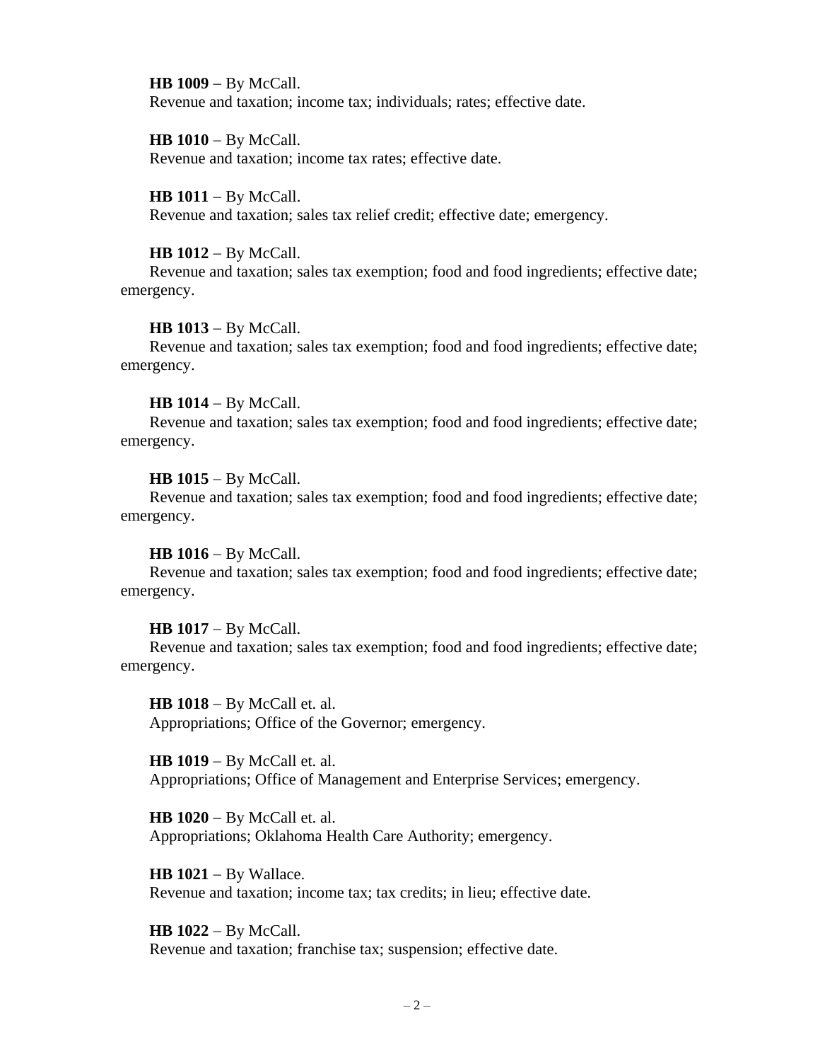**HB 1009** – By McCall.
Revenue and taxation; income tax; individuals; rates; effective date.

**HB 1010** – By McCall.
Revenue and taxation; income tax rates; effective date.

**HB 1011** – By McCall.
Revenue and taxation; sales tax relief credit; effective date; emergency.

**HB 1012** – By McCall.
Revenue and taxation; sales tax exemption; food and food ingredients; effective date; emergency.

**HB 1013** – By McCall.
Revenue and taxation; sales tax exemption; food and food ingredients; effective date; emergency.

**HB 1014** – By McCall.
Revenue and taxation; sales tax exemption; food and food ingredients; effective date; emergency.

**HB 1015** – By McCall.
Revenue and taxation; sales tax exemption; food and food ingredients; effective date; emergency.

**HB 1016** – By McCall.
Revenue and taxation; sales tax exemption; food and food ingredients; effective date; emergency.

**HB 1017** – By McCall.
Revenue and taxation; sales tax exemption; food and food ingredients; effective date; emergency.

**HB 1018** – By McCall et. al.
Appropriations; Office of the Governor; emergency.

**HB 1019** – By McCall et. al.
Appropriations; Office of Management and Enterprise Services; emergency.

**HB 1020** – By McCall et. al.
Appropriations; Oklahoma Health Care Authority; emergency.

**HB 1021** – By Wallace.
Revenue and taxation; income tax; tax credits; in lieu; effective date.

**HB 1022** – By McCall.
Revenue and taxation; franchise tax; suspension; effective date.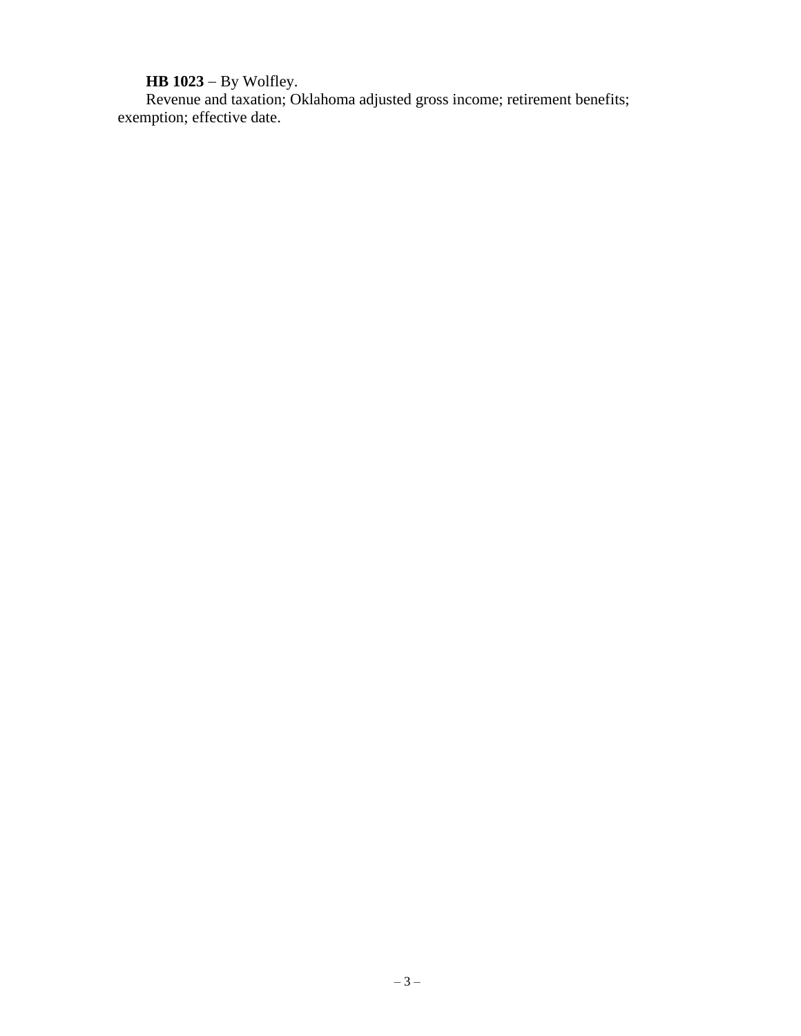**HB 1023** – By Wolfley.

Revenue and taxation; Oklahoma adjusted gross income; retirement benefits; exemption; effective date.